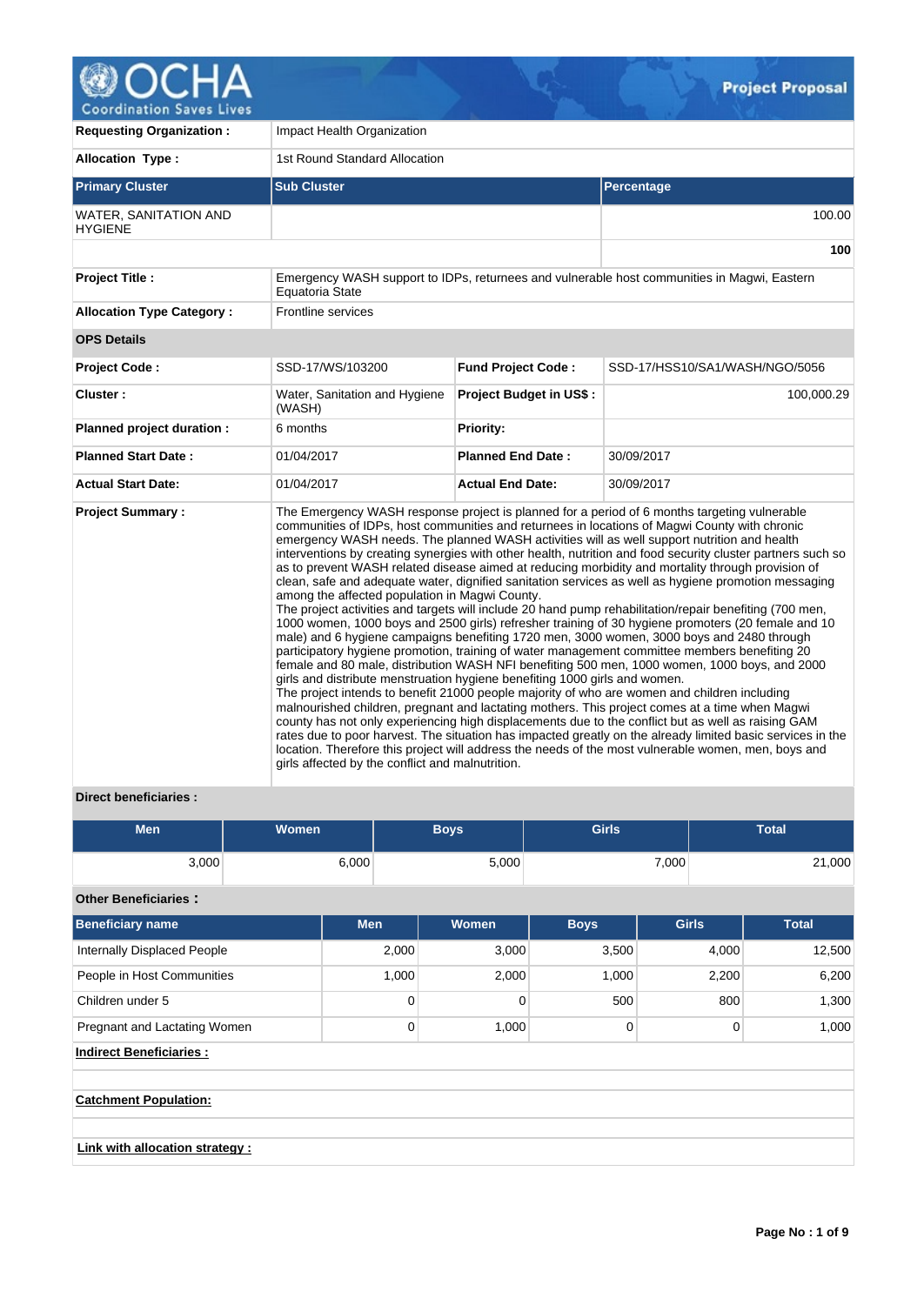# OCHA Coordination Saves Lives — Project Proposal

| | | | |
|---|---|---|---|
| **Requesting Organization :** | Impact Health Organization | | |
| **Allocation Type :** | 1st Round Standard Allocation | | |

| **Primary Cluster** | **Sub Cluster** | **Percentage** |
|---|---|---|
| WATER, SANITATION AND HYGIENE | | 100.00 |
| | | **100** |

| | | | |
|---|---|---|---|
| **Project Title :** | Emergency WASH support to IDPs, returnees and vulnerable host communities in Magwi, Eastern Equatoria State | | |
| **Allocation Type Category :** | Frontline services | | |
| **OPS Details** | | | |
| **Project Code :** | SSD-17/WS/103200 | **Fund Project Code :** | SSD-17/HSS10/SA1/WASH/NGO/5056 |
| **Cluster :** | Water, Sanitation and Hygiene (WASH) | **Project Budget in US$ :** | 100,000.29 |
| **Planned project duration :** | 6 months | **Priority:** | |
| **Planned Start Date :** | 01/04/2017 | **Planned End Date :** | 30/09/2017 |
| **Actual Start Date:** | 01/04/2017 | **Actual End Date:** | 30/09/2017 |

**Project Summary :**

The Emergency WASH response project is planned for a period of 6 months targeting vulnerable communities of IDPs, host communities and returnees in locations of Magwi County with chronic emergency WASH needs. The planned WASH activities will as well support nutrition and health interventions by creating synergies with other health, nutrition and food security cluster partners such so as to prevent WASH related disease aimed at reducing morbidity and mortality through provision of clean, safe and adequate water, dignified sanitation services as well as hygiene promotion messaging among the affected population in Magwi County.
The project activities and targets will include 20 hand pump rehabilitation/repair benefiting (700 men, 1000 women, 1000 boys and 2500 girls) refresher training of 30 hygiene promoters (20 female and 10 male) and 6 hygiene campaigns benefiting 1720 men, 3000 women, 3000 boys and 2480 through participatory hygiene promotion, training of water management committee members benefiting 20 female and 80 male, distribution WASH NFI benefiting 500 men, 1000 women, 1000 boys, and 2000 girls and distribute menstruation hygiene benefiting 1000 girls and women.
The project intends to benefit 21000 people majority of who are women and children including malnourished children, pregnant and lactating mothers. This project comes at a time when Magwi county has not only experiencing high displacements due to the conflict but as well as raising GAM rates due to poor harvest. The situation has impacted greatly on the already limited basic services in the location. Therefore this project will address the needs of the most vulnerable women, men, boys and girls affected by the conflict and malnutrition.

**Direct beneficiaries :**

| Men | Women | Boys | Girls | Total |
|---|---|---|---|---|
| 3,000 | 6,000 | 5,000 | 7,000 | 21,000 |

**Other Beneficiaries :**

| Beneficiary name | Men | Women | Boys | Girls | Total |
|---|---|---|---|---|---|
| Internally Displaced People | 2,000 | 3,000 | 3,500 | 4,000 | 12,500 |
| People in Host Communities | 1,000 | 2,000 | 1,000 | 2,200 | 6,200 |
| Children under 5 | 0 | 0 | 500 | 800 | 1,300 |
| Pregnant and Lactating Women | 0 | 1,000 | 0 | 0 | 1,000 |

**Indirect Beneficiaries :**

**Catchment Population:**

**Link with allocation strategy :**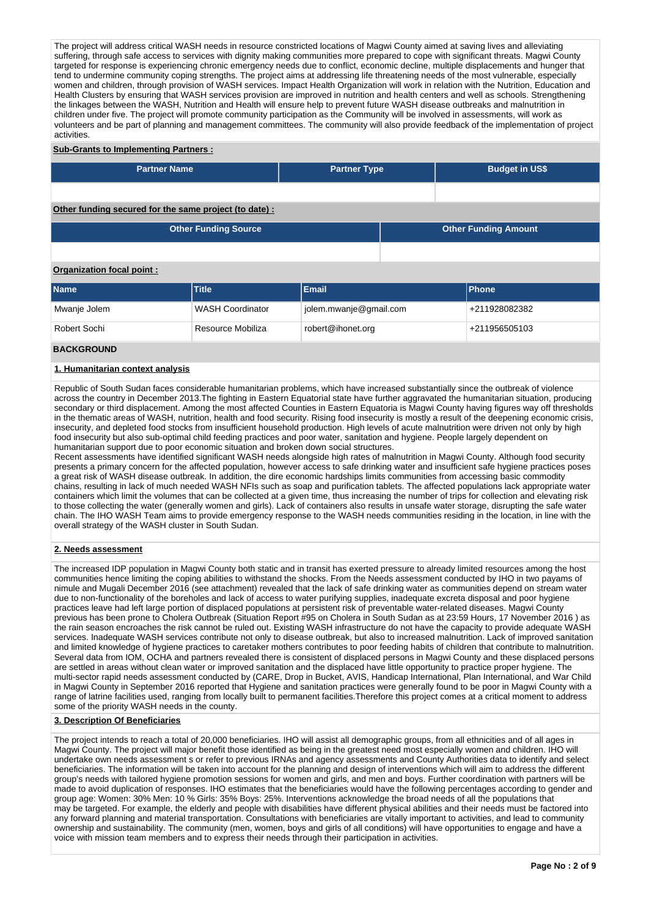The project will address critical WASH needs in resource constricted locations of Magwi County aimed at saving lives and alleviating suffering, through safe access to services with dignity making communities more prepared to cope with significant threats. Magwi County targeted for response is experiencing chronic emergency needs due to conflict, economic decline, multiple displacements and hunger that tend to undermine community coping strengths. The project aims at addressing life threatening needs of the most vulnerable, especially women and children, through provision of WASH services. Impact Health Organization will work in relation with the Nutrition, Education and Health Clusters by ensuring that WASH services provision are improved in nutrition and health centers and well as schools. Strengthening the linkages between the WASH, Nutrition and Health will ensure help to prevent future WASH disease outbreaks and malnutrition in children under five. The project will promote community participation as the Community will be involved in assessments, will work as volunteers and be part of planning and management committees. The community will also provide feedback of the implementation of project activities.

**Sub-Grants to Implementing Partners :**

| Partner Name | Partner Type | Budget in US$ |
|---|---|---|
| | | |

**Other funding secured for the same project (to date) :**

| Other Funding Source | Other Funding Amount |
|---|---|
| | |

**Organization focal point :**

| Name | Title | Email | Phone |
|---|---|---|---|
| Mwanje Jolem | WASH Coordinator | jolem.mwanje@gmail.com | +211928082382 |
| Robert Sochi | Resource Mobiliza | robert@ihonet.org | +211956505103 |

## BACKGROUND

### 1. Humanitarian context analysis

Republic of South Sudan faces considerable humanitarian problems, which have increased substantially since the outbreak of violence across the country in December 2013.The fighting in Eastern Equatorial state have further aggravated the humanitarian situation, producing secondary or third displacement. Among the most affected Counties in Eastern Equatoria is Magwi County having figures way off thresholds in the thematic areas of WASH, nutrition, health and food security. Rising food insecurity is mostly a result of the deepening economic crisis, insecurity, and depleted food stocks from insufficient household production. High levels of acute malnutrition were driven not only by high food insecurity but also sub-optimal child feeding practices and poor water, sanitation and hygiene. People largely dependent on humanitarian support due to poor economic situation and broken down social structures.
Recent assessments have identified significant WASH needs alongside high rates of malnutrition in Magwi County. Although food security presents a primary concern for the affected population, however access to safe drinking water and insufficient safe hygiene practices poses a great risk of WASH disease outbreak. In addition, the dire economic hardships limits communities from accessing basic commodity chains, resulting in lack of much needed WASH NFIs such as soap and purification tablets. The affected populations lack appropriate water containers which limit the volumes that can be collected at a given time, thus increasing the number of trips for collection and elevating risk to those collecting the water (generally women and girls). Lack of containers also results in unsafe water storage, disrupting the safe water chain. The IHO WASH Team aims to provide emergency response to the WASH needs communities residing in the location, in line with the overall strategy of the WASH cluster in South Sudan.

### 2. Needs assessment

The increased IDP population in Magwi County both static and in transit has exerted pressure to already limited resources among the host communities hence limiting the coping abilities to withstand the shocks. From the Needs assessment conducted by IHO in two payams of nimule and Mugali December 2016 (see attachment) revealed that the lack of safe drinking water as communities depend on stream water due to non-functionality of the boreholes and lack of access to water purifying supplies, inadequate excreta disposal and poor hygiene practices leave had left large portion of displaced populations at persistent risk of preventable water-related diseases. Magwi County previous has been prone to Cholera Outbreak (Situation Report #95 on Cholera in South Sudan as at 23:59 Hours, 17 November 2016 ) as the rain season encroaches the risk cannot be ruled out. Existing WASH infrastructure do not have the capacity to provide adequate WASH services. Inadequate WASH services contribute not only to disease outbreak, but also to increased malnutrition. Lack of improved sanitation and limited knowledge of hygiene practices to caretaker mothers contributes to poor feeding habits of children that contribute to malnutrition. Several data from IOM, OCHA and partners revealed there is consistent of displaced persons in Magwi County and these displaced persons are settled in areas without clean water or improved sanitation and the displaced have little opportunity to practice proper hygiene. The multi-sector rapid needs assessment conducted by (CARE, Drop in Bucket, AVIS, Handicap International, Plan International, and War Child in Magwi County in September 2016 reported that Hygiene and sanitation practices were generally found to be poor in Magwi County with a range of latrine facilities used, ranging from locally built to permanent facilities.Therefore this project comes at a critical moment to address some of the priority WASH needs in the county.

### 3. Description Of Beneficiaries

The project intends to reach a total of 20,000 beneficiaries. IHO will assist all demographic groups, from all ethnicities and of all ages in Magwi County. The project will major benefit those identified as being in the greatest need most especially women and children. IHO will undertake own needs assessment s or refer to previous IRNAs and agency assessments and County Authorities data to identify and select beneficiaries. The information will be taken into account for the planning and design of interventions which will aim to address the different group's needs with tailored hygiene promotion sessions for women and girls, and men and boys. Further coordination with partners will be made to avoid duplication of responses. IHO estimates that the beneficiaries would have the following percentages according to gender and group age: Women: 30% Men: 10 % Girls: 35% Boys: 25%. Interventions acknowledge the broad needs of all the populations that may be targeted. For example, the elderly and people with disabilities have different physical abilities and their needs must be factored into any forward planning and material transportation. Consultations with beneficiaries are vitally important to activities, and lead to community ownership and sustainability. The community (men, women, boys and girls of all conditions) will have opportunities to engage and have a voice with mission team members and to express their needs through their participation in activities.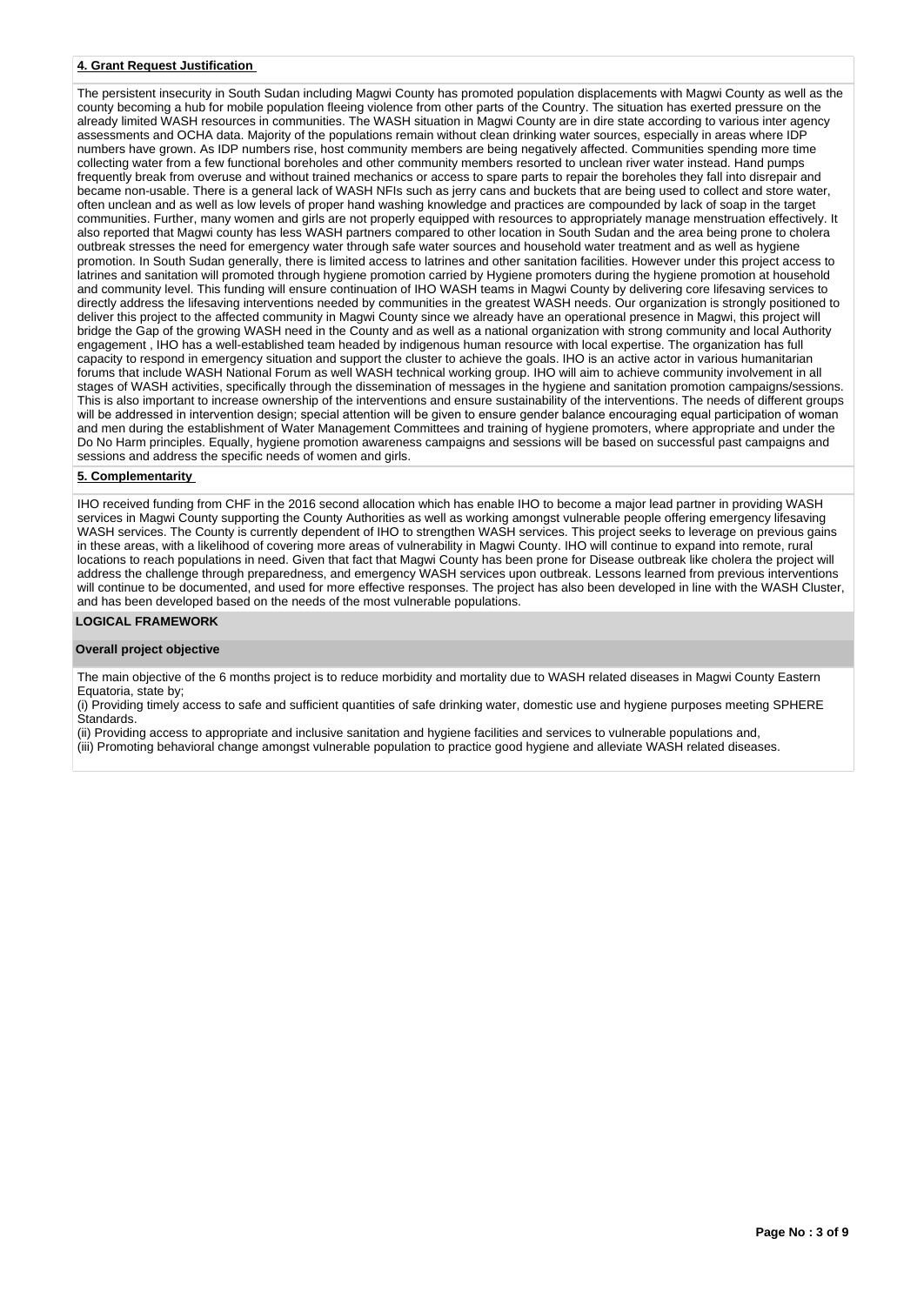**4. Grant Request Justification**

The persistent insecurity in South Sudan including Magwi County has promoted population displacements with Magwi County as well as the county becoming a hub for mobile population fleeing violence from other parts of the Country. The situation has exerted pressure on the already limited WASH resources in communities. The WASH situation in Magwi County are in dire state according to various inter agency assessments and OCHA data. Majority of the populations remain without clean drinking water sources, especially in areas where IDP numbers have grown. As IDP numbers rise, host community members are being negatively affected. Communities spending more time collecting water from a few functional boreholes and other community members resorted to unclean river water instead. Hand pumps frequently break from overuse and without trained mechanics or access to spare parts to repair the boreholes they fall into disrepair and became non-usable. There is a general lack of WASH NFIs such as jerry cans and buckets that are being used to collect and store water, often unclean and as well as low levels of proper hand washing knowledge and practices are compounded by lack of soap in the target communities. Further, many women and girls are not properly equipped with resources to appropriately manage menstruation effectively. It also reported that Magwi county has less WASH partners compared to other location in South Sudan and the area being prone to cholera outbreak stresses the need for emergency water through safe water sources and household water treatment and as well as hygiene promotion. In South Sudan generally, there is limited access to latrines and other sanitation facilities. However under this project access to latrines and sanitation will promoted through hygiene promotion carried by Hygiene promoters during the hygiene promotion at household and community level. This funding will ensure continuation of IHO WASH teams in Magwi County by delivering core lifesaving services to directly address the lifesaving interventions needed by communities in the greatest WASH needs. Our organization is strongly positioned to deliver this project to the affected community in Magwi County since we already have an operational presence in Magwi, this project will bridge the Gap of the growing WASH need in the County and as well as a national organization with strong community and local Authority engagement , IHO has a well-established team headed by indigenous human resource with local expertise. The organization has full capacity to respond in emergency situation and support the cluster to achieve the goals. IHO is an active actor in various humanitarian forums that include WASH National Forum as well WASH technical working group. IHO will aim to achieve community involvement in all stages of WASH activities, specifically through the dissemination of messages in the hygiene and sanitation promotion campaigns/sessions. This is also important to increase ownership of the interventions and ensure sustainability of the interventions. The needs of different groups will be addressed in intervention design; special attention will be given to ensure gender balance encouraging equal participation of woman and men during the establishment of Water Management Committees and training of hygiene promoters, where appropriate and under the Do No Harm principles. Equally, hygiene promotion awareness campaigns and sessions will be based on successful past campaigns and sessions and address the specific needs of women and girls.

**5. Complementarity**

IHO received funding from CHF in the 2016 second allocation which has enable IHO to become a major lead partner in providing WASH services in Magwi County supporting the County Authorities as well as working amongst vulnerable people offering emergency lifesaving WASH services. The County is currently dependent of IHO to strengthen WASH services. This project seeks to leverage on previous gains in these areas, with a likelihood of covering more areas of vulnerability in Magwi County. IHO will continue to expand into remote, rural locations to reach populations in need. Given that fact that Magwi County has been prone for Disease outbreak like cholera the project will address the challenge through preparedness, and emergency WASH services upon outbreak. Lessons learned from previous interventions will continue to be documented, and used for more effective responses. The project has also been developed in line with the WASH Cluster, and has been developed based on the needs of the most vulnerable populations.

## LOGICAL FRAMEWORK

### Overall project objective

The main objective of the 6 months project is to reduce morbidity and mortality due to WASH related diseases in Magwi County Eastern Equatoria, state by;

(i) Providing timely access to safe and sufficient quantities of safe drinking water, domestic use and hygiene purposes meeting SPHERE Standards.

(ii) Providing access to appropriate and inclusive sanitation and hygiene facilities and services to vulnerable populations and,

(iii) Promoting behavioral change amongst vulnerable population to practice good hygiene and alleviate WASH related diseases.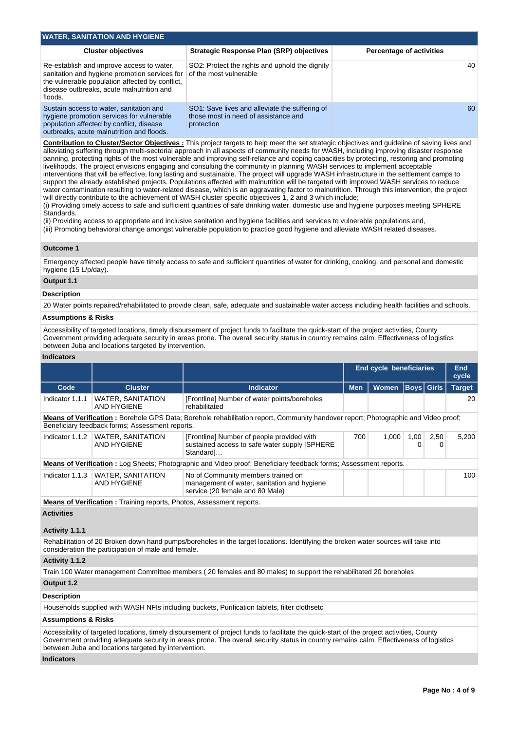## WATER, SANITATION AND HYGIENE

| Cluster objectives | Strategic Response Plan (SRP) objectives | Percentage of activities |
|---|---|---|
| Re-establish and improve access to water, sanitation and hygiene promotion services for the vulnerable population affected by conflict, disease outbreaks, acute malnutrition and floods. | SO2: Protect the rights and uphold the dignity of the most vulnerable | 40 |
| Sustain access to water, sanitation and hygiene promotion services for vulnerable population affected by conflict, disease outbreaks, acute malnutrition and floods. | SO1: Save lives and alleviate the suffering of those most in need of assistance and protection | 60 |

**Contribution to Cluster/Sector Objectives :** This project targets to help meet the set strategic objectives and guideline of saving lives and alleviating suffering through multi-sectorial approach in all aspects of community needs for WASH, including improving disaster response panning, protecting rights of the most vulnerable and improving self-reliance and coping capacities by protecting, restoring and promoting livelihoods. The project envisions engaging and consulting the community in planning WASH services to implement acceptable interventions that will be effective, long lasting and sustainable. The project will upgrade WASH infrastructure in the settlement camps to support the already established projects. Populations affected with malnutrition will be targeted with improved WASH services to reduce water contamination resulting to water-related disease, which is an aggravating factor to malnutrition. Through this intervention, the project will directly contribute to the achievement of WASH cluster specific objectives 1, 2 and 3 which include;
(i) Providing timely access to safe and sufficient quantities of safe drinking water, domestic use and hygiene purposes meeting SPHERE Standards.
(ii) Providing access to appropriate and inclusive sanitation and hygiene facilities and services to vulnerable populations and,
(iii) Promoting behavioral change amongst vulnerable population to practice good hygiene and alleviate WASH related diseases.

### Outcome 1

Emergency affected people have timely access to safe and sufficient quantities of water for drinking, cooking, and personal and domestic hygiene (15 L/p/day).

### Output 1.1

**Description**

20 Water points repaired/rehabilitated to provide clean, safe, adequate and sustainable water access including health facilities and schools.

**Assumptions & Risks**

Accessibility of targeted locations, timely disbursement of project funds to facilitate the quick-start of the project activities, County Government providing adequate security in areas prone. The overall security status in country remains calm. Effectiveness of logistics between Juba and locations targeted by intervention.

**Indicators**

| | | | End cycle beneficiaries | | | | End cycle |
|---|---|---|---|---|---|---|---|
| Code | Cluster | Indicator | Men | Women | Boys | Girls | Target |
| Indicator 1.1.1 | WATER, SANITATION AND HYGIENE | [Frontline] Number of water points/boreholes rehabilitated | | | | | 20 |

**Means of Verification :** Borehole GPS Data; Borehole rehabilitation report, Community handover report; Photographic and Video proof; Beneficiary feedback forms; Assessment reports.

| Code | Cluster | Indicator | Men | Women | Boys | Girls | Target |
|---|---|---|---|---|---|---|---|
| Indicator 1.1.2 | WATER, SANITATION AND HYGIENE | [Frontline] Number of people provided with sustained access to safe water supply [SPHERE Standard]… | 700 | 1,000 | 1,000 | 2,500 | 5,200 |

**Means of Verification :** Log Sheets; Photographic and Video proof; Beneficiary feedback forms; Assessment reports.

| Code | Cluster | Indicator | Men | Women | Boys | Girls | Target |
|---|---|---|---|---|---|---|---|
| Indicator 1.1.3 | WATER, SANITATION AND HYGIENE | No of Community members trained on management of water, sanitation and hygiene service (20 female and 80 Male) | | | | | 100 |

**Means of Verification :** Training reports, Photos, Assessment reports.

**Activities**

**Activity 1.1.1**

Rehabilitation of 20 Broken down hand pumps/boreholes in the target locations. Identifying the broken water sources will take into consideration the participation of male and female.

**Activity 1.1.2**

Train 100 Water management Committee members ( 20 females and 80 males) to support the rehabilitated 20 boreholes

### Output 1.2

**Description**

Households supplied with WASH NFIs including buckets, Purification tablets, filter clothsetc

**Assumptions & Risks**

Accessibility of targeted locations, timely disbursement of project funds to facilitate the quick-start of the project activities, County Government providing adequate security in areas prone. The overall security status in country remains calm. Effectiveness of logistics between Juba and locations targeted by intervention.

**Indicators**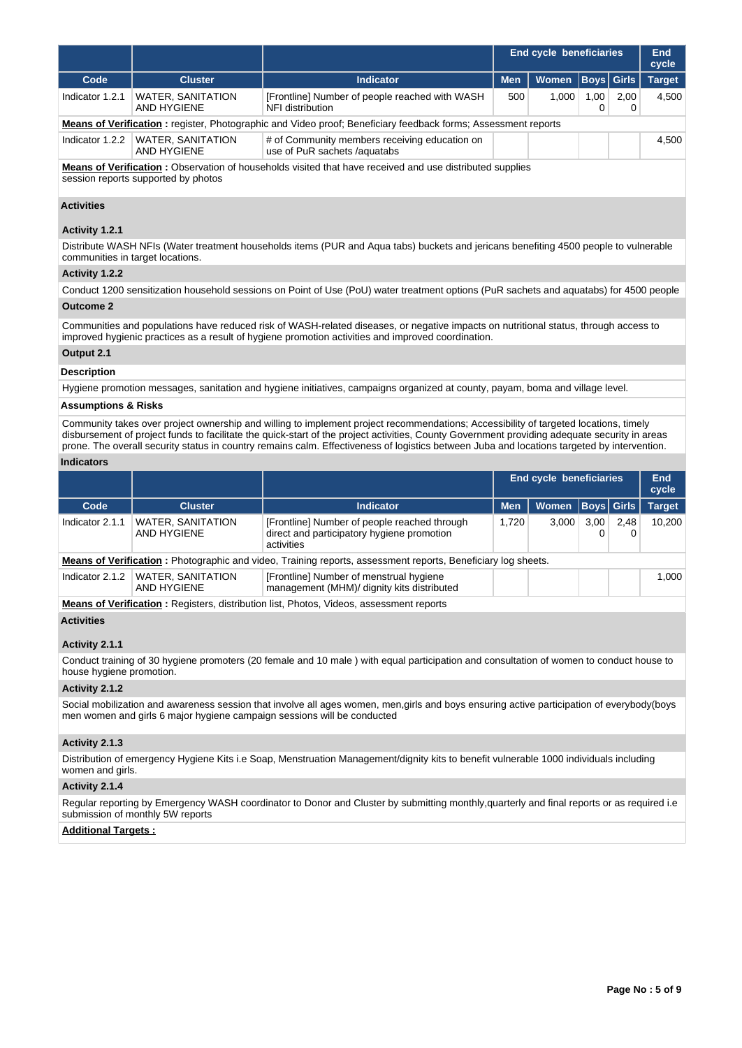| | | | End cycle beneficiaries | | | | End cycle |
|---|---|---|---|---|---|---|---|
| Code | Cluster | Indicator | Men | Women | Boys | Girls | Target |
| Indicator 1.2.1 | WATER, SANITATION AND HYGIENE | [Frontline] Number of people reached with WASH NFI distribution | 500 | 1,000 | 1,000 | 2,000 | 4,500 |

**Means of Verification :** register, Photographic and Video proof; Beneficiary feedback forms; Assessment reports

| Code | Cluster | Indicator | Men | Women | Boys | Girls | Target |
|---|---|---|---|---|---|---|---|
| Indicator 1.2.2 | WATER, SANITATION AND HYGIENE | # of Community members receiving education on use of PuR sachets /aquatabs | | | | | 4,500 |

**Means of Verification :** Observation of households visited that have received and use distributed supplies session reports supported by photos

**Activities**

**Activity 1.2.1**

Distribute WASH NFIs (Water treatment households items (PUR and Aqua tabs) buckets and jericans benefiting 4500 people to vulnerable communities in target locations.

**Activity 1.2.2**

Conduct 1200 sensitization household sessions on Point of Use (PoU) water treatment options (PuR sachets and aquatabs) for 4500 people

**Outcome 2**

Communities and populations have reduced risk of WASH-related diseases, or negative impacts on nutritional status, through access to improved hygienic practices as a result of hygiene promotion activities and improved coordination.

**Output 2.1**

**Description**

Hygiene promotion messages, sanitation and hygiene initiatives, campaigns organized at county, payam, boma and village level.

**Assumptions & Risks**

Community takes over project ownership and willing to implement project recommendations; Accessibility of targeted locations, timely disbursement of project funds to facilitate the quick-start of the project activities, County Government providing adequate security in areas prone. The overall security status in country remains calm. Effectiveness of logistics between Juba and locations targeted by intervention.

**Indicators**

| | | | End cycle beneficiaries | | | | End cycle |
|---|---|---|---|---|---|---|---|
| Code | Cluster | Indicator | Men | Women | Boys | Girls | Target |
| Indicator 2.1.1 | WATER, SANITATION AND HYGIENE | [Frontline] Number of people reached through direct and participatory hygiene promotion activities | 1,720 | 3,000 | 3,000 | 2,480 | 10,200 |

**Means of Verification :** Photographic and video, Training reports, assessment reports, Beneficiary log sheets.

| Code | Cluster | Indicator | Men | Women | Boys | Girls | Target |
|---|---|---|---|---|---|---|---|
| Indicator 2.1.2 | WATER, SANITATION AND HYGIENE | [Frontline] Number of menstrual hygiene management (MHM)/ dignity kits distributed | | | | | 1,000 |

**Means of Verification :** Registers, distribution list, Photos, Videos, assessment reports

**Activities**

**Activity 2.1.1**

Conduct training of 30 hygiene promoters (20 female and 10 male ) with equal participation and consultation of women to conduct house to house hygiene promotion.

**Activity 2.1.2**

Social mobilization and awareness session that involve all ages women, men,girls and boys ensuring active participation of everybody(boys men women and girls 6 major hygiene campaign sessions will be conducted

**Activity 2.1.3**

Distribution of emergency Hygiene Kits i.e Soap, Menstruation Management/dignity kits to benefit vulnerable 1000 individuals including women and girls.

**Activity 2.1.4**

Regular reporting by Emergency WASH coordinator to Donor and Cluster by submitting monthly,quarterly and final reports or as required i.e submission of monthly 5W reports

**Additional Targets :**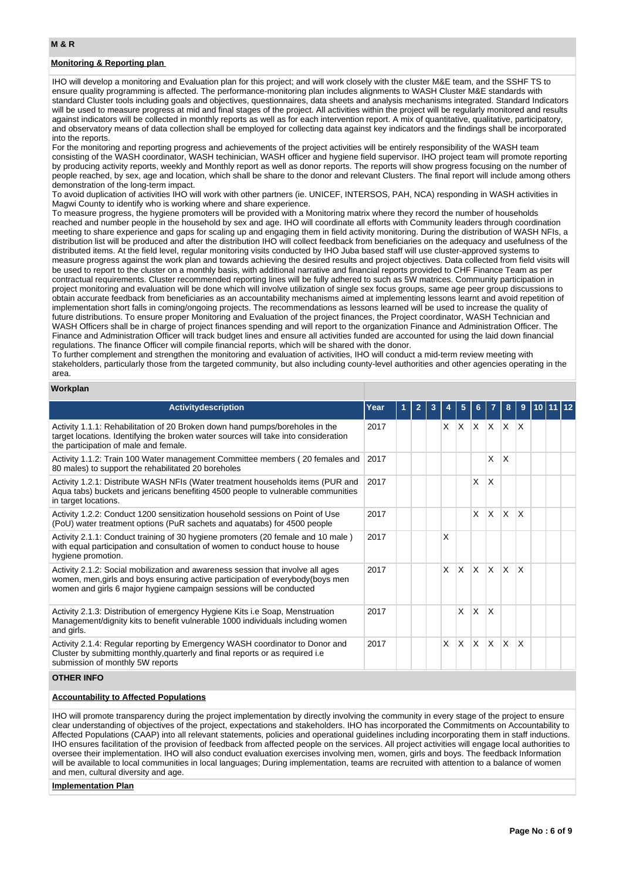## M & R

### Monitoring & Reporting plan

IHO will develop a monitoring and Evaluation plan for this project; and will work closely with the cluster M&E team, and the SSHF TS to ensure quality programming is affected. The performance-monitoring plan includes alignments to WASH Cluster M&E standards with standard Cluster tools including goals and objectives, questionnaires, data sheets and analysis mechanisms integrated. Standard Indicators will be used to measure progress at mid and final stages of the project. All activities within the project will be regularly monitored and results against indicators will be collected in monthly reports as well as for each intervention report. A mix of quantitative, qualitative, participatory, and observatory means of data collection shall be employed for collecting data against key indicators and the findings shall be incorporated into the reports.
For the monitoring and reporting progress and achievements of the project activities will be entirely responsibility of the WASH team consisting of the WASH coordinator, WASH techinician, WASH officer and hygiene field supervisor. IHO project team will promote reporting by producing activity reports, weekly and Monthly report as well as donor reports. The reports will show progress focusing on the number of people reached, by sex, age and location, which shall be share to the donor and relevant Clusters. The final report will include among others demonstration of the long-term impact.
To avoid duplication of activities IHO will work with other partners (ie. UNICEF, INTERSOS, PAH, NCA) responding in WASH activities in Magwi County to identify who is working where and share experience.
To measure progress, the hygiene promoters will be provided with a Monitoring matrix where they record the number of households reached and number people in the household by sex and age. IHO will coordinate all efforts with Community leaders through coordination meeting to share experience and gaps for scaling up and engaging them in field activity monitoring. During the distribution of WASH NFIs, a distribution list will be produced and after the distribution IHO will collect feedback from beneficiaries on the adequacy and usefulness of the distributed items. At the field level, regular monitoring visits conducted by IHO Juba based staff will use cluster-approved systems to measure progress against the work plan and towards achieving the desired results and project objectives. Data collected from field visits will be used to report to the cluster on a monthly basis, with additional narrative and financial reports provided to CHF Finance Team as per contractual requirements. Cluster recommended reporting lines will be fully adhered to such as 5W matrices. Community participation in project monitoring and evaluation will be done which will involve utilization of single sex focus groups, same age peer group discussions to obtain accurate feedback from beneficiaries as an accountability mechanisms aimed at implementing lessons learnt and avoid repetition of implementation short falls in coming/ongoing projects. The recommendations as lessons learned will be used to increase the quality of future distributions. To ensure proper Monitoring and Evaluation of the project finances, the Project coordinator, WASH Technician and WASH Officers shall be in charge of project finances spending and will report to the organization Finance and Administration Officer. The Finance and Administration Officer will track budget lines and ensure all activities funded are accounted for using the laid down financial regulations. The finance Officer will compile financial reports, which will be shared with the donor.
To further complement and strengthen the monitoring and evaluation of activities, IHO will conduct a mid-term review meeting with stakeholders, particularly those from the targeted community, but also including county-level authorities and other agencies operating in the area.

### Workplan

| Activitydescription | Year | 1 | 2 | 3 | 4 | 5 | 6 | 7 | 8 | 9 | 10 | 11 | 12 |
|---|---|---|---|---|---|---|---|---|---|---|---|---|---|
| Activity 1.1.1: Rehabilitation of 20 Broken down hand pumps/boreholes in the target locations. Identifying the broken water sources will take into consideration the participation of male and female. | 2017 | | | | X | X | X | X | X | X | | | |
| Activity 1.1.2: Train 100 Water management Committee members ( 20 females and 80 males) to support the rehabilitated 20 boreholes | 2017 | | | | | | | X | X | | | | |
| Activity 1.2.1: Distribute WASH NFIs (Water treatment households items (PUR and Aqua tabs) buckets and jericans benefiting 4500 people to vulnerable communities in target locations. | 2017 | | | | | | X | X | | | | | |
| Activity 1.2.2: Conduct 1200 sensitization household sessions on Point of Use (PoU) water treatment options (PuR sachets and aquatabs) for 4500 people | 2017 | | | | | | X | X | X | X | | | |
| Activity 2.1.1: Conduct training of 30 hygiene promoters (20 female and 10 male ) with equal participation and consultation of women to conduct house to house hygiene promotion. | 2017 | | | | X | | | | | | | | |
| Activity 2.1.2: Social mobilization and awareness session that involve all ages women, men,girls and boys ensuring active participation of everybody(boys men women and girls 6 major hygiene campaign sessions will be conducted | 2017 | | | | X | X | X | X | X | X | | | |
| Activity 2.1.3: Distribution of emergency Hygiene Kits i.e Soap, Menstruation Management/dignity kits to benefit vulnerable 1000 individuals including women and girls. | 2017 | | | | | X | X | X | | | | | |
| Activity 2.1.4: Regular reporting by Emergency WASH coordinator to Donor and Cluster by submitting monthly,quarterly and final reports or as required i.e submission of monthly 5W reports | 2017 | | | | X | X | X | X | X | X | | | |

## OTHER INFO

### Accountability to Affected Populations

IHO will promote transparency during the project implementation by directly involving the community in every stage of the project to ensure clear understanding of objectives of the project, expectations and stakeholders. IHO has incorporated the Commitments on Accountability to Affected Populations (CAAP) into all relevant statements, policies and operational guidelines including incorporating them in staff inductions. IHO ensures facilitation of the provision of feedback from affected people on the services. All project activities will engage local authorities to oversee their implementation. IHO will also conduct evaluation exercises involving men, women, girls and boys. The feedback Information will be available to local communities in local languages; During implementation, teams are recruited with attention to a balance of women and men, cultural diversity and age.

### Implementation Plan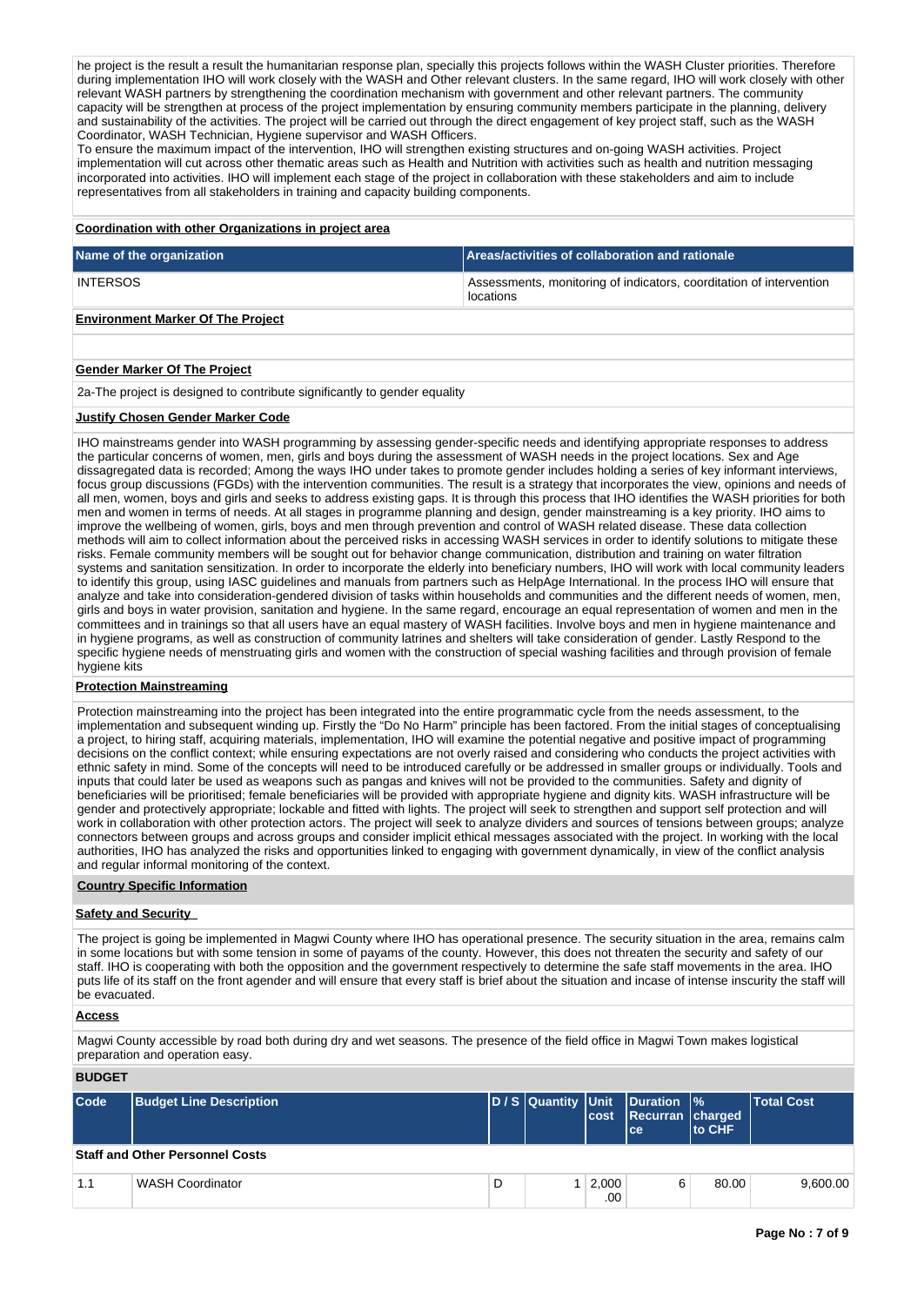he project is the result a result the humanitarian response plan, specially this projects follows within the WASH Cluster priorities. Therefore during implementation IHO will work closely with the WASH and Other relevant clusters. In the same regard, IHO will work closely with other relevant WASH partners by strengthening the coordination mechanism with government and other relevant partners. The community capacity will be strengthen at process of the project implementation by ensuring community members participate in the planning, delivery and sustainability of the activities. The project will be carried out through the direct engagement of key project staff, such as the WASH Coordinator, WASH Technician, Hygiene supervisor and WASH Officers.
To ensure the maximum impact of the intervention, IHO will strengthen existing structures and on-going WASH activities. Project implementation will cut across other thematic areas such as Health and Nutrition with activities such as health and nutrition messaging incorporated into activities. IHO will implement each stage of the project in collaboration with these stakeholders and aim to include representatives from all stakeholders in training and capacity building components.

**Coordination with other Organizations in project area**

| Name of the organization | Areas/activities of collaboration and rationale |
|---|---|
| INTERSOS | Assessments, monitoring of indicators, cooditation of intervention locations |

**Environment Marker Of The Project**

**Gender Marker Of The Project**

2a-The project is designed to contribute significantly to gender equality

**Justify Chosen Gender Marker Code**

IHO mainstreams gender into WASH programming by assessing gender-specific needs and identifying appropriate responses to address the particular concerns of women, men, girls and boys during the assessment of WASH needs in the project locations. Sex and Age dissagregated data is recorded; Among the ways IHO under takes to promote gender includes holding a series of key informant interviews, focus group discussions (FGDs) with the intervention communities. The result is a strategy that incorporates the view, opinions and needs of all men, women, boys and girls and seeks to address existing gaps. It is through this process that IHO identifies the WASH priorities for both men and women in terms of needs. At all stages in programme planning and design, gender mainstreaming is a key priority. IHO aims to improve the wellbeing of women, girls, boys and men through prevention and control of WASH related disease. These data collection methods will aim to collect information about the perceived risks in accessing WASH services in order to identify solutions to mitigate these risks. Female community members will be sought out for behavior change communication, distribution and training on water filtration systems and sanitation sensitization. In order to incorporate the elderly into beneficiary numbers, IHO will work with local community leaders to identify this group, using IASC guidelines and manuals from partners such as HelpAge International. In the process IHO will ensure that analyze and take into consideration-gendered division of tasks within households and communities and the different needs of women, men, girls and boys in water provision, sanitation and hygiene. In the same regard, encourage an equal representation of women and men in the committees and in trainings so that all users have an equal mastery of WASH facilities. Involve boys and men in hygiene maintenance and in hygiene programs, as well as construction of community latrines and shelters will take consideration of gender. Lastly Respond to the specific hygiene needs of menstruating girls and women with the construction of special washing facilities and through provision of female hygiene kits

**Protection Mainstreaming**

Protection mainstreaming into the project has been integrated into the entire programmatic cycle from the needs assessment, to the implementation and subsequent winding up. Firstly the "Do No Harm" principle has been factored. From the initial stages of conceptualising a project, to hiring staff, acquiring materials, implementation, IHO will examine the potential negative and positive impact of programming decisions on the conflict context; while ensuring expectations are not overly raised and considering who conducts the project activities with ethnic safety in mind. Some of the concepts will need to be introduced carefully or be addressed in smaller groups or individually. Tools and inputs that could later be used as weapons such as pangas and knives will not be provided to the communities. Safety and dignity of beneficiaries will be prioritised; female beneficiaries will be provided with appropriate hygiene and dignity kits. WASH infrastructure will be gender and protectively appropriate; lockable and fitted with lights. The project will seek to strengthen and support self protection and will work in collaboration with other protection actors. The project will seek to analyze dividers and sources of tensions between groups; analyze connectors between groups and across groups and consider implicit ethical messages associated with the project. In working with the local authorities, IHO has analyzed the risks and opportunities linked to engaging with government dynamically, in view of the conflict analysis and regular informal monitoring of the context.

**Country Specific Information**

**Safety and Security**

The project is going be implemented in Magwi County where IHO has operational presence. The security situation in the area, remains calm in some locations but with some tension in some of payams of the county. However, this does not threaten the security and safety of our staff. IHO is cooperating with both the opposition and the government respectively to determine the safe staff movements in the area. IHO puts life of its staff on the front agender and will ensure that every staff is brief about the situation and incase of intense inscurity the staff will be evacuated.

**Access**

Magwi County accessible by road both during dry and wet seasons. The presence of the field office in Magwi Town makes logistical preparation and operation easy.

**BUDGET**

| Code | Budget Line Description | D / S | Quantity | Unit cost | Duration Recurrance | % charged to CHF | Total Cost |
|---|---|---|---|---|---|---|---|
| **Staff and Other Personnel Costs** | | | | | | | |
| 1.1 | WASH Coordinator | D | 1 | 2,000.00 | 6 | 80.00 | 9,600.00 |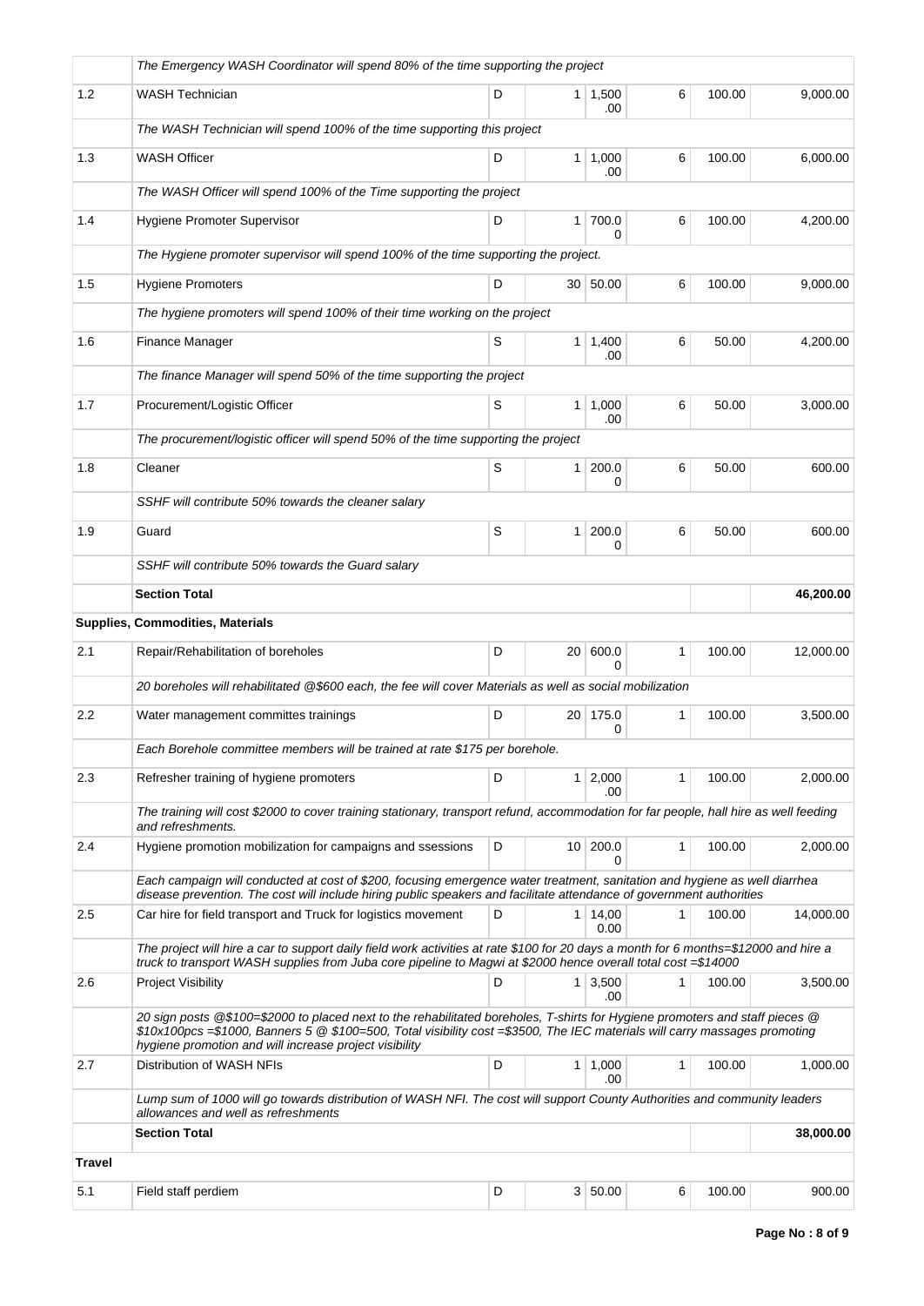| | | | | | | | |
|---|---|---|---|---|---|---|---|
| | *The Emergency WASH Coordinator will spend 80% of the time supporting the project* | | | | | | |
| 1.2 | WASH Technician | D | 1 | 1,500.00 | 6 | 100.00 | 9,000.00 |
| | *The WASH Technician will spend 100% of the time supporting this project* | | | | | | |
| 1.3 | WASH Officer | D | 1 | 1,000.00 | 6 | 100.00 | 6,000.00 |
| | *The WASH Officer will spend 100% of the Time supporting the project* | | | | | | |
| 1.4 | Hygiene Promoter Supervisor | D | 1 | 700.00 | 6 | 100.00 | 4,200.00 |
| | *The Hygiene promoter supervisor will spend 100% of the time supporting the project.* | | | | | | |
| 1.5 | Hygiene Promoters | D | 30 | 50.00 | 6 | 100.00 | 9,000.00 |
| | *The hygiene promoters will spend 100% of their time working on the project* | | | | | | |
| 1.6 | Finance Manager | S | 1 | 1,400.00 | 6 | 50.00 | 4,200.00 |
| | *The finance Manager will spend 50% of the time supporting the project* | | | | | | |
| 1.7 | Procurement/Logistic Officer | S | 1 | 1,000.00 | 6 | 50.00 | 3,000.00 |
| | *The procurement/logistic officer will spend 50% of the time supporting the project* | | | | | | |
| 1.8 | Cleaner | S | 1 | 200.00 | 6 | 50.00 | 600.00 |
| | *SSHF will contribute 50% towards the cleaner salary* | | | | | | |
| 1.9 | Guard | S | 1 | 200.00 | 6 | 50.00 | 600.00 |
| | *SSHF will contribute 50% towards the Guard salary* | | | | | | |
| | **Section Total** | | | | | | **46,200.00** |
| **Supplies, Commodities, Materials** | | | | | | | |
| 2.1 | Repair/Rehabilitation of boreholes | D | 20 | 600.00 | 1 | 100.00 | 12,000.00 |
| | *20 boreholes will rehabilitated @$600 each, the fee will cover Materials as well as social mobilization* | | | | | | |
| 2.2 | Water management committes trainings | D | 20 | 175.00 | 1 | 100.00 | 3,500.00 |
| | *Each Borehole committee members will be trained at rate $175 per borehole.* | | | | | | |
| 2.3 | Refresher training of hygiene promoters | D | 1 | 2,000.00 | 1 | 100.00 | 2,000.00 |
| | *The training will cost $2000 to cover training stationary, transport refund, accommodation for far people, hall hire as well feeding and refreshments.* | | | | | | |
| 2.4 | Hygiene promotion mobilization for campaigns and ssessions | D | 10 | 200.00 | 1 | 100.00 | 2,000.00 |
| | *Each campaign will conducted at cost of $200, focusing emergence water treatment, sanitation and hygiene as well diarrhea disease prevention. The cost will include hiring public speakers and facilitate attendance of government authorities* | | | | | | |
| 2.5 | Car hire for field transport and Truck for logistics movement | D | 1 | 14,000.00 | 1 | 100.00 | 14,000.00 |
| | *The project will hire a car to support daily field work activities at rate $100 for 20 days a month for 6 months=$12000 and hire a truck to transport WASH supplies from Juba core pipeline to Magwi at $2000 hence overall total cost =$14000* | | | | | | |
| 2.6 | Project Visibility | D | 1 | 3,500.00 | 1 | 100.00 | 3,500.00 |
| | *20 sign posts @$100=$2000 to placed next to the rehabilitated boreholes, T-shirts for Hygiene promoters and staff pieces @ $10x100pcs =$1000, Banners 5 @ $100=500, Total visibility cost =$3500, The IEC materials will carry massages promoting hygiene promotion and will increase project visibility* | | | | | | |
| 2.7 | Distribution of WASH NFIs | D | 1 | 1,000.00 | 1 | 100.00 | 1,000.00 |
| | *Lump sum of 1000 will go towards distribution of WASH NFI. The cost will support County Authorities and community leaders allowances and well as refreshments* | | | | | | |
| | **Section Total** | | | | | | **38,000.00** |
| **Travel** | | | | | | | |
| 5.1 | Field staff perdiem | D | 3 | 50.00 | 6 | 100.00 | 900.00 |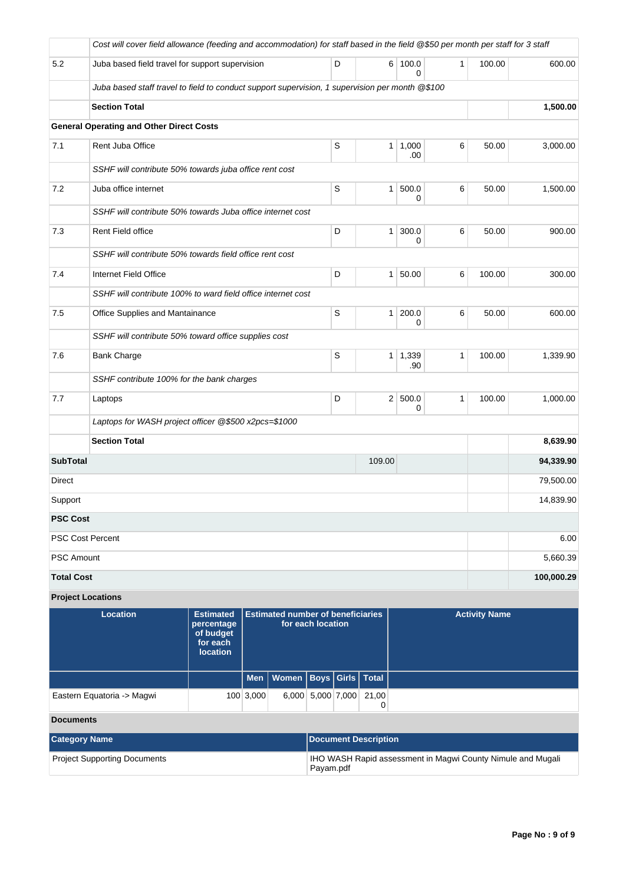| | | | | | | | |
|---|---|---|---|---|---|---|---|
| | *Cost will cover field allowance (feeding and accommodation) for staff based in the field @$50 per month per staff for 3 staff* | | | | | | |
| 5.2 | Juba based field travel for support supervision | D | 6 | 100.00 | 1 | 100.00 | 600.00 |
| | *Juba based staff travel to field to conduct support supervision, 1 supervision per month @$100* | | | | | | |
| | **Section Total** | | | | | | **1,500.00** |
| **General Operating and Other Direct Costs** | | | | | | | |
| 7.1 | Rent Juba Office | S | 1 | 1,000.00 | 6 | 50.00 | 3,000.00 |
| | *SSHF will contribute 50% towards juba office rent cost* | | | | | | |
| 7.2 | Juba office internet | S | 1 | 500.00 | 6 | 50.00 | 1,500.00 |
| | *SSHF will contribute 50% towards Juba office internet cost* | | | | | | |
| 7.3 | Rent Field office | D | 1 | 300.00 | 6 | 50.00 | 900.00 |
| | *SSHF will contribute 50% towards field office rent cost* | | | | | | |
| 7.4 | Internet Field Office | D | 1 | 50.00 | 6 | 100.00 | 300.00 |
| | *SSHF will contribute 100% to ward field office internet cost* | | | | | | |
| 7.5 | Office Supplies and Mantainance | S | 1 | 200.00 | 6 | 50.00 | 600.00 |
| | *SSHF will contribute 50% toward office supplies cost* | | | | | | |
| 7.6 | Bank Charge | S | 1 | 1,339.90 | 1 | 100.00 | 1,339.90 |
| | *SSHF contribute 100% for the bank charges* | | | | | | |
| 7.7 | Laptops | D | 2 | 500.00 | 1 | 100.00 | 1,000.00 |
| | *Laptops for WASH project officer @$500 x2pcs=$1000* | | | | | | |
| | **Section Total** | | | | | | **8,639.90** |
| **SubTotal** | | | 109.00 | | | | **94,339.90** |
| Direct | | | | | | | 79,500.00 |
| Support | | | | | | | 14,839.90 |
| **PSC Cost** | | | | | | | |
| PSC Cost Percent | | | | | | | 6.00 |
| PSC Amount | | | | | | | 5,660.39 |
| **Total Cost** | | | | | | | **100,000.29** |

**Project Locations**

| Location | Estimated percentage of budget for each location | Estimated number of beneficiaries for each location | | | | | Activity Name |
|---|---|---|---|---|---|---|---|
| | | Men | Women | Boys | Girls | Total | |
| Eastern Equatoria -> Magwi | 100 | 3,000 | 6,000 | 5,000 | 7,000 | 21,000 | |

**Documents**

| Category Name | Document Description |
|---|---|
| Project Supporting Documents | IHO WASH Rapid assessment in Magwi County Nimule and Mugali Payam.pdf |